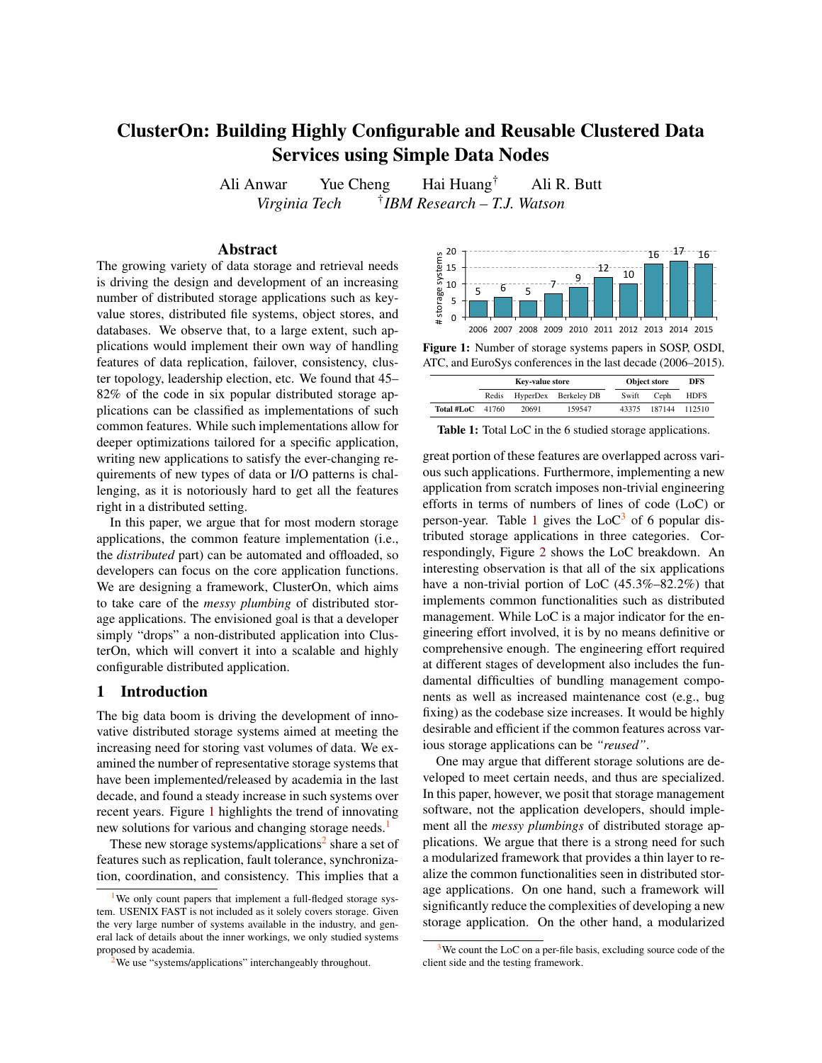# ClusterOn: Building Highly Configurable and Reusable Clustered Data Services using Simple Data Nodes

Ali Anwar Yue Cheng Hai Huang[†] Ali R. Butt

*Virginia Tech* [†]*IBM Research – T.J. Watson*

## Abstract

The growing variety of data storage and retrieval needs is driving the design and development of an increasing number of distributed storage applications such as key-value stores, distributed file systems, object stores, and databases. We observe that, to a large extent, such applications would implement their own way of handling features of data replication, failover, consistency, cluster topology, leadership election, etc. We found that 45–82% of the code in six popular distributed storage applications can be classified as implementations of such common features. While such implementations allow for deeper optimizations tailored for a specific application, writing new applications to satisfy the ever-changing requirements of new types of data or I/O patterns is challenging, as it is notoriously hard to get all the features right in a distributed setting.

In this paper, we argue that for most modern storage applications, the common feature implementation (i.e., the *distributed* part) can be automated and offloaded, so developers can focus on the core application functions. We are designing a framework, ClusterOn, which aims to take care of the *messy plumbing* of distributed storage applications. The envisioned goal is that a developer simply "drops" a non-distributed application into ClusterOn, which will convert it into a scalable and highly configurable distributed application.

## 1 Introduction

The big data boom is driving the development of innovative distributed storage systems aimed at meeting the increasing need for storing vast volumes of data. We examined the number of representative storage systems that have been implemented/released by academia in the last decade, and found a steady increase in such systems over recent years. Figure 1 highlights the trend of innovating new solutions for various and changing storage needs.[1]

These new storage systems/applications[2] share a set of features such as replication, fault tolerance, synchronization, coordination, and consistency. This implies that a great portion of these features are overlapped across various such applications. Furthermore, implementing a new application from scratch imposes non-trivial engineering efforts in terms of numbers of lines of code (LoC) or person-year. Table 1 gives the LoC[3] of 6 popular distributed storage applications in three categories. Correspondingly, Figure 2 shows the LoC breakdown. An interesting observation is that all of the six applications have a non-trivial portion of LoC (45.3%–82.2%) that implements common functionalities such as distributed management. While LoC is a major indicator for the engineering effort involved, it is by no means definitive or comprehensive enough. The engineering effort required at different stages of development also includes the fundamental difficulties of bundling management components as well as increased maintenance cost (e.g., bug fixing) as the codebase size increases. It would be highly desirable and efficient if the common features across various storage applications can be *"reused"*.

One may argue that different storage solutions are developed to meet certain needs, and thus are specialized. In this paper, however, we posit that storage management software, not the application developers, should implement all the *messy plumbings* of distributed storage applications. We argue that there is a strong need for such a modularized framework that provides a thin layer to realize the common functionalities seen in distributed storage applications. On one hand, such a framework will significantly reduce the complexities of developing a new storage application. On the other hand, a modularized

| Year | 2006 | 2007 | 2008 | 2009 | 2010 | 2011 | 2012 | 2013 | 2014 | 2015 |
|---|---|---|---|---|---|---|---|---|---|---|
| # storage systems | 5 | 6 | 5 | 7 | 9 | 12 | 10 | 16 | 17 | 16 |

**Figure 1:** Number of storage systems papers in SOSP, OSDI, ATC, and EuroSys conferences in the last decade (2006–2015).

| | Key-value store | | | Object store | | DFS |
|---|---|---|---|---|---|---|
| | Redis | HyperDex | Berkeley DB | Swift | Ceph | HDFS |
| **Total #LoC** | 41760 | 20691 | 159547 | 43375 | 187144 | 112510 |

**Table 1:** Total LoC in the 6 studied storage applications.

---

[1] We only count papers that implement a full-fledged storage system. USENIX FAST is not included as it solely covers storage. Given the very large number of systems available in the industry, and general lack of details about the inner workings, we only studied systems proposed by academia.

[2] We use "systems/applications" interchangeably throughout.

[3] We count the LoC on a per-file basis, excluding source code of the client side and the testing framework.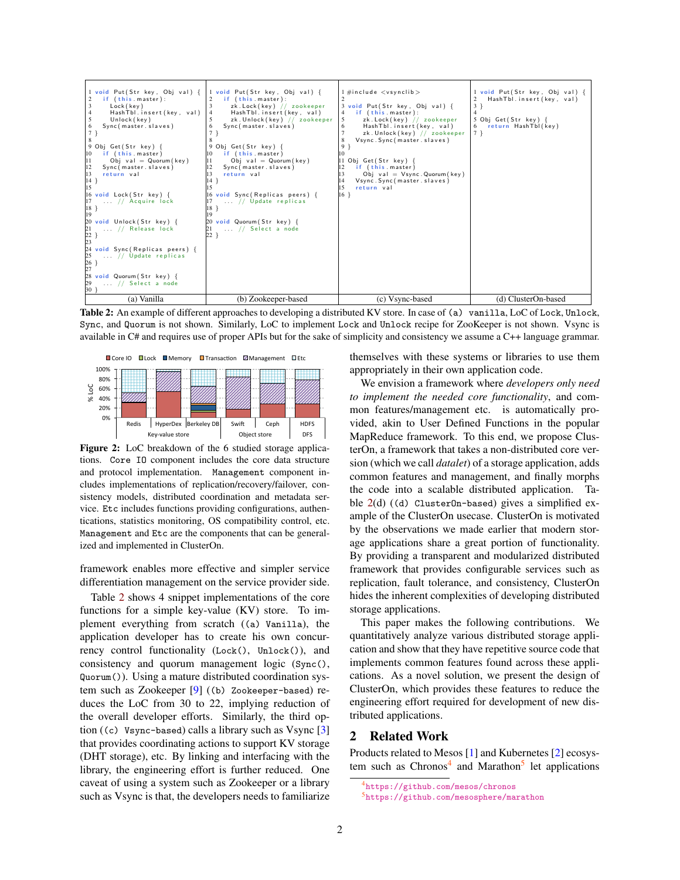| (a) Vanilla | (b) Zookeeper-based | (c) Vsync-based | (d) ClusterOn-based |
|---|---|---|---|
| <pre>1 void Put(Str key, Obj val) {<br>2   if (this.master):<br>3     Lock(key)<br>4     HashTbl.insert(key, val)<br>5     Unlock(key)<br>6   Sync(master.slaves)<br>7 }<br>8<br>9 Obj Get(Str key) {<br>10   if (this.master)<br>11     Obj val = Quorum(key)<br>12   Sync(master.slaves)<br>13   return val<br>14 }<br>15<br>16 void Lock(Str key) {<br>17   ... // Acquire lock<br>18 }<br>19<br>20 void Unlock(Str key) {<br>21   ... // Release lock<br>22 }<br>23<br>24 void Sync(Replicas peers) {<br>25   ... // Update replicas<br>26 }<br>27<br>28 void Quorum(Str key) {<br>29   ... // Select a node<br>30 }</pre> | <pre>1 void Put(Str key, Obj val) {<br>2   if (this.master):<br>3     zk.Lock(key) // zookeeper<br>4     HashTbl.insert(key, val)<br>5     zk.Unlock(key) // zookeeper<br>6   Sync(master.slaves)<br>7 }<br>8<br>9 Obj Get(Str key) {<br>10   if (this.master)<br>11     Obj val = Quorum(key)<br>12   Sync(master.slaves)<br>13   return val<br>14 }<br>15<br>16 void Sync(Replicas peers) {<br>17   ... // Update replicas<br>18 }<br>19<br>20 void Quorum(Str key) {<br>21   ... // Select a node<br>22 }</pre> | <pre>1 #include <vsynclib><br>2<br>3 void Put(Str key, Obj val) {<br>4   if (this.master):<br>5     zk.Lock(key) // zookeeper<br>6     HashTbl.insert(key, val)<br>7     zk.Unlock(key) // zookeeper<br>8   Vsync.Sync(master.slaves)<br>9 }<br>10<br>11 Obj Get(Str key) {<br>12   if (this.master)<br>13     Obj val = Vsync.Quorum(key)<br>14   Vsync.Sync(master.slaves)<br>15   return val<br>16 }</pre> | <pre>1 void Put(Str key, Obj val) {<br>2   HashTbl.insert(key, val)<br>3 }<br>4<br>5 Obj Get(Str key) {<br>6   return HashTbl(key)<br>7 }</pre> |

**Table 2:** An example of different approaches to developing a distributed KV store. In case of `(a) vanilla`, LoC of `Lock`, `Unlock`, `Sync`, and `Quorum` is not shown. Similarly, LoC to implement `Lock` and `Unlock` recipe for ZooKeeper is not shown. Vsync is available in C# and requires use of proper APIs but for the sake of simplicity and consistency we assume a C++ language grammar.

**Figure 2:** LoC breakdown of the 6 studied storage applications. `Core IO` component includes the core data structure and protocol implementation. `Management` component includes implementations of replication/recovery/failover, consistency models, distributed coordination and metadata service. `Etc` includes functions providing configurations, authentications, statistics monitoring, OS compatibility control, etc. `Management` and `Etc` are the components that can be generalized and implemented in ClusterOn.

framework enables more effective and simpler service differentiation management on the service provider side.

Table 2 shows 4 snippet implementations of the core functions for a simple key-value (KV) store. To implement everything from scratch (`(a) Vanilla`), the application developer has to create his own concurrency control functionality (`Lock()`, `Unlock()`), and consistency and quorum management logic (`Sync()`, `Quorum()`). Using a mature distributed coordination system such as Zookeeper [9] (`(b) Zookeeper-based`) reduces the LoC from 30 to 22, implying reduction of the overall developer efforts. Similarly, the third option (`(c) Vsync-based`) calls a library such as Vsync [3] that provides coordinating actions to support KV storage (DHT storage), etc. By linking and interfacing with the library, the engineering effort is further reduced. One caveat of using a system such as Zookeeper or a library such as Vsync is that, the developers needs to familiarize themselves with these systems or libraries to use them appropriately in their own application code.

We envision a framework where *developers only need to implement the needed core functionality*, and common features/management etc. is automatically provided, akin to User Defined Functions in the popular MapReduce framework. To this end, we propose ClusterOn, a framework that takes a non-distributed core version (which we call *datalet*) of a storage application, adds common features and management, and finally morphs the code into a scalable distributed application. Table 2(d) (`(d) ClusterOn-based`) gives a simplified example of the ClusterOn usecase. ClusterOn is motivated by the observations we made earlier that modern storage applications share a great portion of functionality. By providing a transparent and modularized distributed framework that provides configurable services such as replication, fault tolerance, and consistency, ClusterOn hides the inherent complexities of developing distributed storage applications.

This paper makes the following contributions. We quantitatively analyze various distributed storage application and show that they have repetitive source code that implements common features found across these applications. As a novel solution, we present the design of ClusterOn, which provides these features to reduce the engineering effort required for development of new distributed applications.

## 2 Related Work

Products related to Mesos [1] and Kubernetes [2] ecosystem such as Chronos[4] and Marathon[5] let applications

[4] https://github.com/mesos/chronos

[5] https://github.com/mesosphere/marathon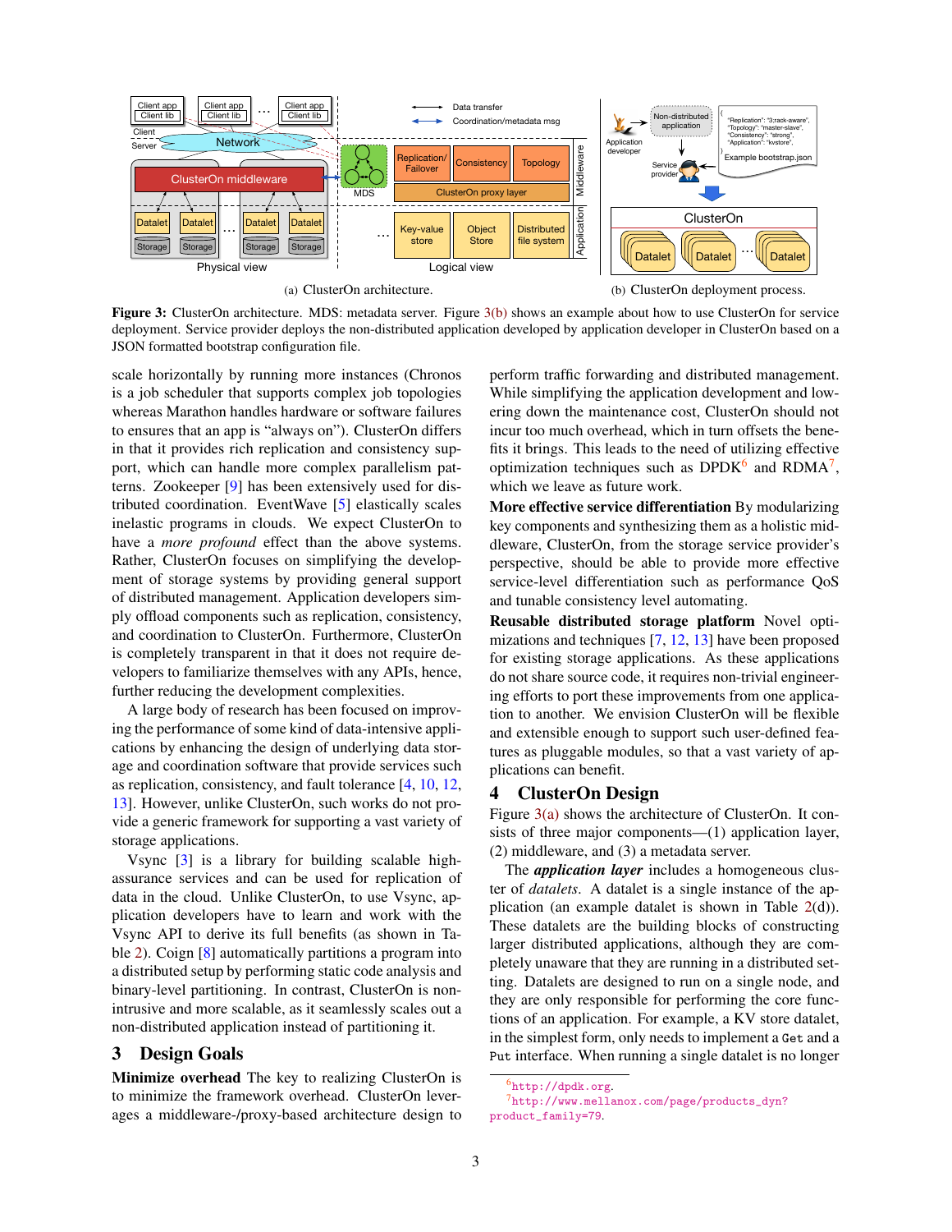(a) ClusterOn architecture.

(b) ClusterOn deployment process.

**Figure 3:** ClusterOn architecture. MDS: metadata server. Figure 3(b) shows an example about how to use ClusterOn for service deployment. Service provider deploys the non-distributed application developed by application developer in ClusterOn based on a JSON formatted bootstrap configuration file.

scale horizontally by running more instances (Chronos is a job scheduler that supports complex job topologies whereas Marathon handles hardware or software failures to ensures that an app is "always on"). ClusterOn differs in that it provides rich replication and consistency support, which can handle more complex parallelism patterns. Zookeeper [9] has been extensively used for distributed coordination. EventWave [5] elastically scales inelastic programs in clouds. We expect ClusterOn to have a *more profound* effect than the above systems. Rather, ClusterOn focuses on simplifying the development of storage systems by providing general support of distributed management. Application developers simply offload components such as replication, consistency, and coordination to ClusterOn. Furthermore, ClusterOn is completely transparent in that it does not require developers to familiarize themselves with any APIs, hence, further reducing the development complexities.

A large body of research has been focused on improving the performance of some kind of data-intensive applications by enhancing the design of underlying data storage and coordination software that provide services such as replication, consistency, and fault tolerance [4, 10, 12, 13]. However, unlike ClusterOn, such works do not provide a generic framework for supporting a vast variety of storage applications.

Vsync [3] is a library for building scalable high-assurance services and can be used for replication of data in the cloud. Unlike ClusterOn, to use Vsync, application developers have to learn and work with the Vsync API to derive its full benefits (as shown in Table 2). Coign [8] automatically partitions a program into a distributed setup by performing static code analysis and binary-level partitioning. In contrast, ClusterOn is non-intrusive and more scalable, as it seamlessly scales out a non-distributed application instead of partitioning it.

## 3 Design Goals

**Minimize overhead** The key to realizing ClusterOn is to minimize the framework overhead. ClusterOn leverages a middleware-/proxy-based architecture design to perform traffic forwarding and distributed management. While simplifying the application development and lowering down the maintenance cost, ClusterOn should not incur too much overhead, which in turn offsets the benefits it brings. This leads to the need of utilizing effective optimization techniques such as DPDK[6] and RDMA[7], which we leave as future work.

**More effective service differentiation** By modularizing key components and synthesizing them as a holistic middleware, ClusterOn, from the storage service provider's perspective, should be able to provide more effective service-level differentiation such as performance QoS and tunable consistency level automating.

**Reusable distributed storage platform** Novel optimizations and techniques [7, 12, 13] have been proposed for existing storage applications. As these applications do not share source code, it requires non-trivial engineering efforts to port these improvements from one application to another. We envision ClusterOn will be flexible and extensible enough to support such user-defined features as pluggable modules, so that a vast variety of applications can benefit.

## 4 ClusterOn Design

Figure 3(a) shows the architecture of ClusterOn. It consists of three major components—(1) application layer, (2) middleware, and (3) a metadata server.

The ***application layer*** includes a homogeneous cluster of *datalets*. A datalet is a single instance of the application (an example datalet is shown in Table 2(d)). These datalets are the building blocks of constructing larger distributed applications, although they are completely unaware that they are running in a distributed setting. Datalets are designed to run on a single node, and they are only responsible for performing the core functions of an application. For example, a KV store datalet, in the simplest form, only needs to implement a `Get` and a `Put` interface. When running a single datalet is no longer

[6] http://dpdk.org.
[7] http://www.mellanox.com/page/products_dyn?product_family=79.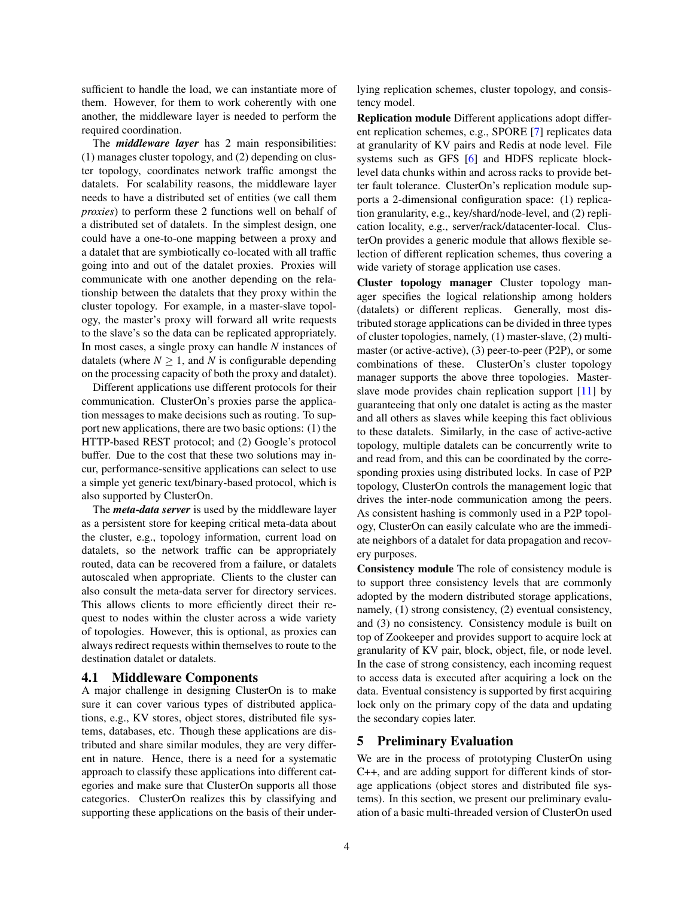sufficient to handle the load, we can instantiate more of them. However, for them to work coherently with one another, the middleware layer is needed to perform the required coordination.

The ***middleware layer*** has 2 main responsibilities: (1) manages cluster topology, and (2) depending on cluster topology, coordinates network traffic amongst the datalets. For scalability reasons, the middleware layer needs to have a distributed set of entities (we call them *proxies*) to perform these 2 functions well on behalf of a distributed set of datalets. In the simplest design, one could have a one-to-one mapping between a proxy and a datalet that are symbiotically co-located with all traffic going into and out of the datalet proxies. Proxies will communicate with one another depending on the relationship between the datalets that they proxy within the cluster topology. For example, in a master-slave topology, the master's proxy will forward all write requests to the slave's so the data can be replicated appropriately. In most cases, a single proxy can handle $N$ instances of datalets (where $N \geq 1$, and $N$ is configurable depending on the processing capacity of both the proxy and datalet).

Different applications use different protocols for their communication. ClusterOn's proxies parse the application messages to make decisions such as routing. To support new applications, there are two basic options: (1) the HTTP-based REST protocol; and (2) Google's protocol buffer. Due to the cost that these two solutions may incur, performance-sensitive applications can select to use a simple yet generic text/binary-based protocol, which is also supported by ClusterOn.

The ***meta-data server*** is used by the middleware layer as a persistent store for keeping critical meta-data about the cluster, e.g., topology information, current load on datalets, so the network traffic can be appropriately routed, data can be recovered from a failure, or datalets autoscaled when appropriate. Clients to the cluster can also consult the meta-data server for directory services. This allows clients to more efficiently direct their request to nodes within the cluster across a wide variety of topologies. However, this is optional, as proxies can always redirect requests within themselves to route to the destination datalet or datalets.

## 4.1 Middleware Components

A major challenge in designing ClusterOn is to make sure it can cover various types of distributed applications, e.g., KV stores, object stores, distributed file systems, databases, etc. Though these applications are distributed and share similar modules, they are very different in nature. Hence, there is a need for a systematic approach to classify these applications into different categories and make sure that ClusterOn supports all those categories. ClusterOn realizes this by classifying and supporting these applications on the basis of their underlying replication schemes, cluster topology, and consistency model.

**Replication module** Different applications adopt different replication schemes, e.g., SPORE [7] replicates data at granularity of KV pairs and Redis at node level. File systems such as GFS [6] and HDFS replicate block-level data chunks within and across racks to provide better fault tolerance. ClusterOn's replication module supports a 2-dimensional configuration space: (1) replication granularity, e.g., key/shard/node-level, and (2) replication locality, e.g., server/rack/datacenter-local. ClusterOn provides a generic module that allows flexible selection of different replication schemes, thus covering a wide variety of storage application use cases.

**Cluster topology manager** Cluster topology manager specifies the logical relationship among holders (datalets) or different replicas. Generally, most distributed storage applications can be divided in three types of cluster topologies, namely, (1) master-slave, (2) multi-master (or active-active), (3) peer-to-peer (P2P), or some combinations of these. ClusterOn's cluster topology manager supports the above three topologies. Master-slave mode provides chain replication support [11] by guaranteeing that only one datalet is acting as the master and all others as slaves while keeping this fact oblivious to these datalets. Similarly, in the case of active-active topology, multiple datalets can be concurrently write to and read from, and this can be coordinated by the corresponding proxies using distributed locks. In case of P2P topology, ClusterOn controls the management logic that drives the inter-node communication among the peers. As consistent hashing is commonly used in a P2P topology, ClusterOn can easily calculate who are the immediate neighbors of a datalet for data propagation and recovery purposes.

**Consistency module** The role of consistency module is to support three consistency levels that are commonly adopted by the modern distributed storage applications, namely, (1) strong consistency, (2) eventual consistency, and (3) no consistency. Consistency module is built on top of Zookeeper and provides support to acquire lock at granularity of KV pair, block, object, file, or node level. In the case of strong consistency, each incoming request to access data is executed after acquiring a lock on the data. Eventual consistency is supported by first acquiring lock only on the primary copy of the data and updating the secondary copies later.

# 5 Preliminary Evaluation

We are in the process of prototyping ClusterOn using C++, and are adding support for different kinds of storage applications (object stores and distributed file systems). In this section, we present our preliminary evaluation of a basic multi-threaded version of ClusterOn used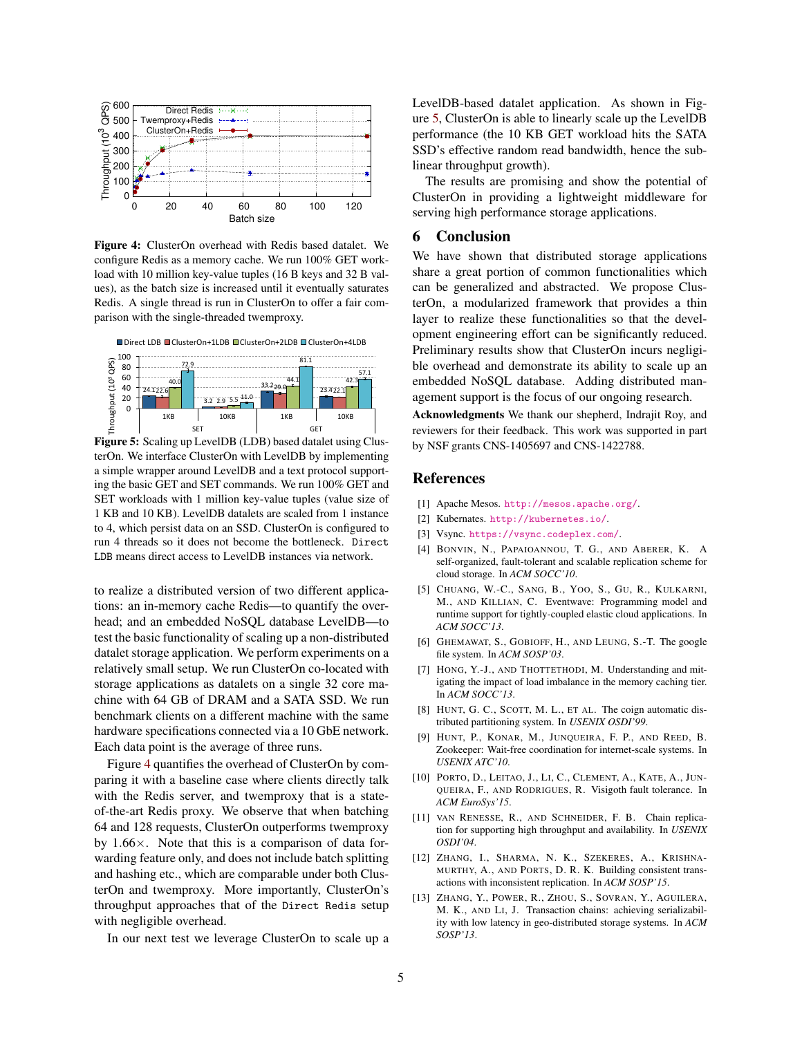Throughput ($10^3$ QPS)
600
500
400
300
200
100
0
0 20 40 60 80 100 120
Batch size
Direct Redis
Twemproxy+Redis
ClusterOn+Redis

**Figure 4:** ClusterOn overhead with Redis based datalet. We configure Redis as a memory cache. We run 100% GET workload with 10 million key-value tuples (16 B keys and 32 B values), as the batch size is increased until it eventually saturates Redis. A single thread is run in ClusterOn to offer a fair comparison with the single-threaded twemproxy.

Direct LDB ClusterOn+1LDB ClusterOn+2LDB ClusterOn+4LDB
Throughput ($10^3$ QPS)
100
80
60
40
20
0
24.1 22.6 40.0 72.9
3.2 2.9 5.5 11.0
33.2 29.0 44.1 81.1
23.4 22.1 42.3 57.1
1KB 10KB 1KB 10KB
SET GET

**Figure 5:** Scaling up LevelDB (LDB) based datalet using ClusterOn. We interface ClusterOn with LevelDB by implementing a simple wrapper around LevelDB and a text protocol supporting the basic GET and SET commands. We run 100% GET and SET workloads with 1 million key-value tuples (value size of 1 KB and 10 KB). LevelDB datalets are scaled from 1 instance to 4, which persist data on an SSD. ClusterOn is configured to run 4 threads so it does not become the bottleneck. `Direct LDB` means direct access to LevelDB instances via network.

to realize a distributed version of two different applications: an in-memory cache Redis—to quantify the overhead; and an embedded NoSQL database LevelDB—to test the basic functionality of scaling up a non-distributed datalet storage application. We perform experiments on a relatively small setup. We run ClusterOn co-located with storage applications as datalets on a single 32 core machine with 64 GB of DRAM and a SATA SSD. We run benchmark clients on a different machine with the same hardware specifications connected via a 10 GbE network. Each data point is the average of three runs.

Figure 4 quantifies the overhead of ClusterOn by comparing it with a baseline case where clients directly talk with the Redis server, and twemproxy that is a state-of-the-art Redis proxy. We observe that when batching 64 and 128 requests, ClusterOn outperforms twemproxy by 1.66×. Note that this is a comparison of data forwarding feature only, and does not include batch splitting and hashing etc., which are comparable under both ClusterOn and twemproxy. More importantly, ClusterOn's throughput approaches that of the `Direct Redis` setup with negligible overhead.

In our next test we leverage ClusterOn to scale up a LevelDB-based datalet application. As shown in Figure 5, ClusterOn is able to linearly scale up the LevelDB performance (the 10 KB GET workload hits the SATA SSD's effective random read bandwidth, hence the sub-linear throughput growth).

The results are promising and show the potential of ClusterOn in providing a lightweight middleware for serving high performance storage applications.

# 6 Conclusion

We have shown that distributed storage applications share a great portion of common functionalities which can be generalized and abstracted. We propose ClusterOn, a modularized framework that provides a thin layer to realize these functionalities so that the development engineering effort can be significantly reduced. Preliminary results show that ClusterOn incurs negligible overhead and demonstrate its ability to scale up an embedded NoSQL database. Adding distributed management support is the focus of our ongoing research.

**Acknowledgments** We thank our shepherd, Indrajit Roy, and reviewers for their feedback. This work was supported in part by NSF grants CNS-1405697 and CNS-1422788.

# References

[1] Apache Mesos. http://mesos.apache.org/.

[2] Kubernates. http://kubernetes.io/.

[3] Vsync. https://vsync.codeplex.com/.

[4] Bonvin, N., Papaioannou, T. G., and Aberer, K. A self-organized, fault-tolerant and scalable replication scheme for cloud storage. In *ACM SOCC'10*.

[5] Chuang, W.-C., Sang, B., Yoo, S., Gu, R., Kulkarni, M., and Killian, C. Eventwave: Programming model and runtime support for tightly-coupled elastic cloud applications. In *ACM SOCC'13*.

[6] Ghemawat, S., Gobioff, H., and Leung, S.-T. The google file system. In *ACM SOSP'03*.

[7] Hong, Y.-J., and Thottethodi, M. Understanding and mitigating the impact of load imbalance in the memory caching tier. In *ACM SOCC'13*.

[8] Hunt, G. C., Scott, M. L., et al. The coign automatic distributed partitioning system. In *USENIX OSDI'99*.

[9] Hunt, P., Konar, M., Junqueira, F. P., and Reed, B. Zookeeper: Wait-free coordination for internet-scale systems. In *USENIX ATC'10*.

[10] Porto, D., Leitao, J., Li, C., Clement, A., Kate, A., Junqueira, F., and Rodrigues, R. Visigoth fault tolerance. In *ACM EuroSys'15*.

[11] van Renesse, R., and Schneider, F. B. Chain replication for supporting high throughput and availability. In *USENIX OSDI'04*.

[12] Zhang, I., Sharma, N. K., Szekeres, A., Krishnamurthy, A., and Ports, D. R. K. Building consistent transactions with inconsistent replication. In *ACM SOSP'15*.

[13] Zhang, Y., Power, R., Zhou, S., Sovran, Y., Aguilera, M. K., and Li, J. Transaction chains: achieving serializability with low latency in geo-distributed storage systems. In *ACM SOSP'13*.